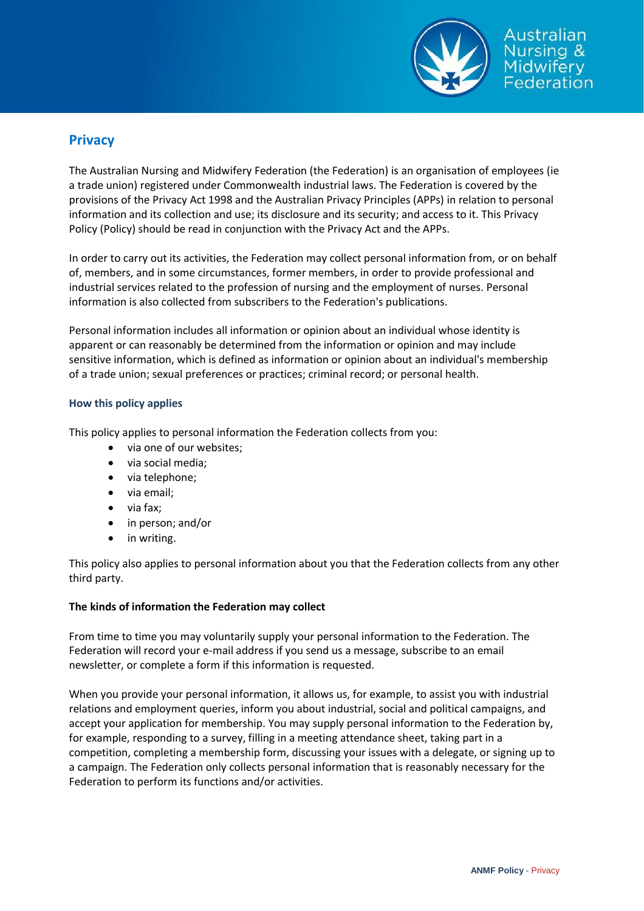## Privacy

The Australian Nursing and Midwifery Federation (the Federation) is an organisation of employees (ie a trade union) registered under Commonwealth industrial laws. The Federation is covered by the provisions of the Privacy Act 1998 and the Australian Privacy Principles (APPs) in relation to personal information and its collection and use; its disclosure and its security; and access to it. This Privacy Policy (Policy) should be read in conjunction with the Privacy Act and the APPs.

In order to carry out its activities, the Federation may collect personal information from, or on behalf of, members, and in some circumstances, former members, in order to provide professional and industrial services related to the profession of nursing and the employment of nurses. Personal information is also collected from subscribers to the Federation's publications.

Personal information includes all information or opinion about an individual whose identity is apparent or can reasonably be determined from the information or opinion and may include sensitive information, which is defined as information or opinion about an individual's membership of a trade union; sexual preferences or practices; criminal record; or personal health.

### How this policy applies

This policy applies to personal information the Federation collects from you:

- via one of our websites;
- via social media;
- via telephone;
- via email;
- via fax;
- in person; and/or
- in writing.

This policy also applies to personal information about you that the Federation collects from any other third party.

**The kinds of information the Federation may collect**

From time to time you may voluntarily supply your personal information to the Federation. The Federation will record your e-mail address if you send us a message, subscribe to an email newsletter, or complete a form if this information is requested.

When you provide your personal information, it allows us, for example, to assist you with industrial relations and employment queries, inform you about industrial, social and political campaigns, and accept your application for membership. You may supply personal information to the Federation by, for example, responding to a survey, filling in a meeting attendance sheet, taking part in a competition, completing a membership form, discussing your issues with a delegate, or signing up to a campaign. The Federation only collects personal information that is reasonably necessary for the Federation to perform its functions and/or activities.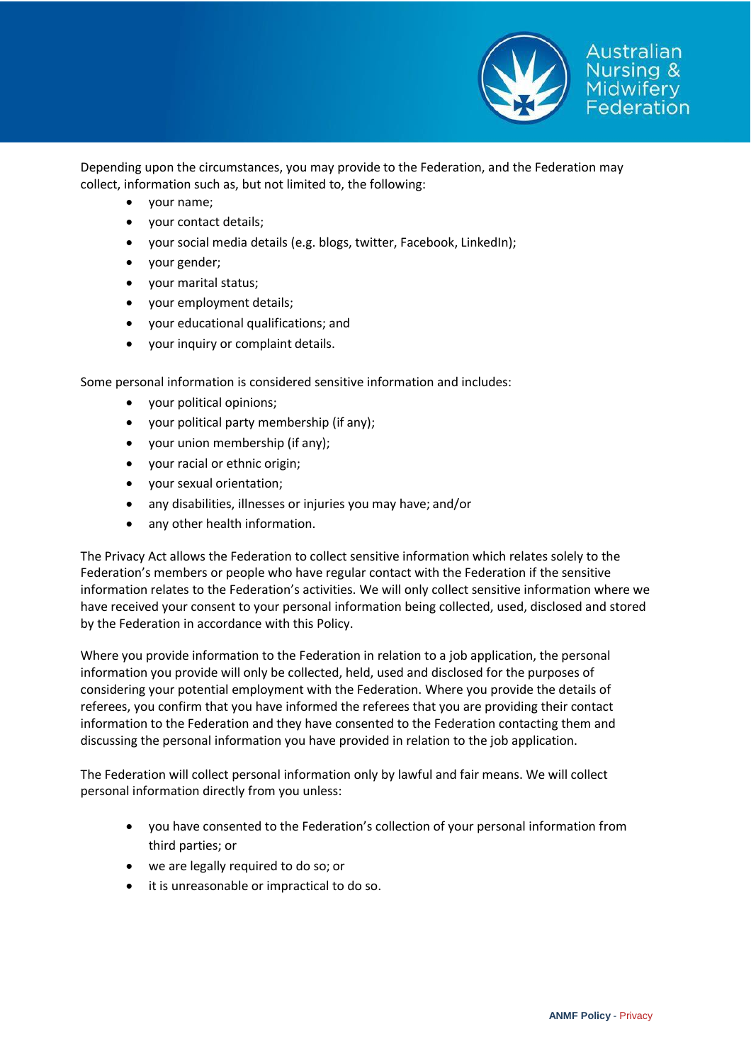Depending upon the circumstances, you may provide to the Federation, and the Federation may collect, information such as, but not limited to, the following:

- your name;
- your contact details;
- your social media details (e.g. blogs, twitter, Facebook, LinkedIn);
- your gender;
- your marital status;
- your employment details;
- your educational qualifications; and
- your inquiry or complaint details.

Some personal information is considered sensitive information and includes:

- your political opinions;
- your political party membership (if any);
- your union membership (if any);
- your racial or ethnic origin;
- your sexual orientation;
- any disabilities, illnesses or injuries you may have; and/or
- any other health information.

The Privacy Act allows the Federation to collect sensitive information which relates solely to the Federation's members or people who have regular contact with the Federation if the sensitive information relates to the Federation's activities. We will only collect sensitive information where we have received your consent to your personal information being collected, used, disclosed and stored by the Federation in accordance with this Policy.

Where you provide information to the Federation in relation to a job application, the personal information you provide will only be collected, held, used and disclosed for the purposes of considering your potential employment with the Federation. Where you provide the details of referees, you confirm that you have informed the referees that you are providing their contact information to the Federation and they have consented to the Federation contacting them and discussing the personal information you have provided in relation to the job application.

The Federation will collect personal information only by lawful and fair means. We will collect personal information directly from you unless:

- you have consented to the Federation's collection of your personal information from third parties; or
- we are legally required to do so; or
- it is unreasonable or impractical to do so.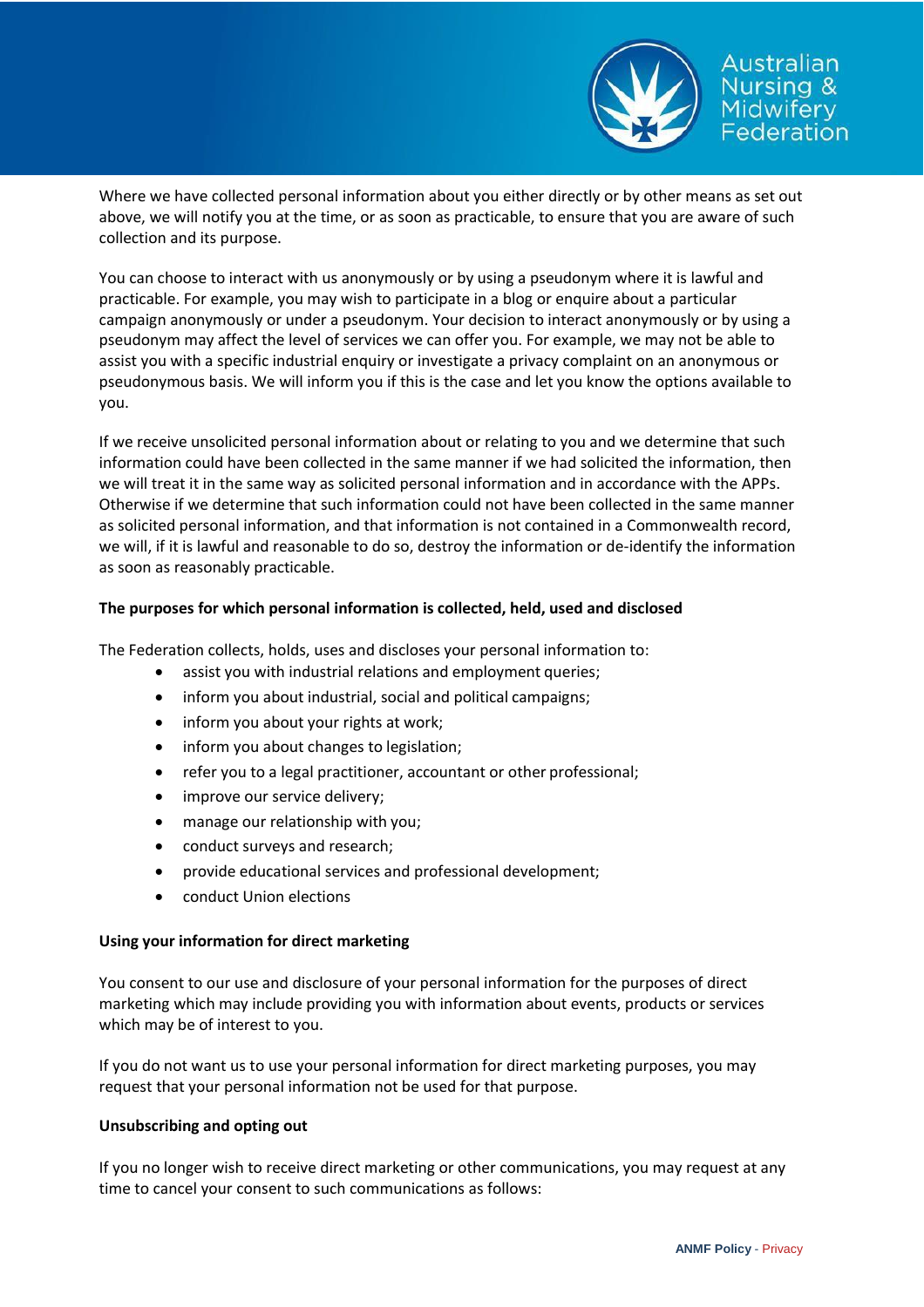Where we have collected personal information about you either directly or by other means as set out above, we will notify you at the time, or as soon as practicable, to ensure that you are aware of such collection and its purpose.

You can choose to interact with us anonymously or by using a pseudonym where it is lawful and practicable. For example, you may wish to participate in a blog or enquire about a particular campaign anonymously or under a pseudonym. Your decision to interact anonymously or by using a pseudonym may affect the level of services we can offer you. For example, we may not be able to assist you with a specific industrial enquiry or investigate a privacy complaint on an anonymous or pseudonymous basis. We will inform you if this is the case and let you know the options available to you.

If we receive unsolicited personal information about or relating to you and we determine that such information could have been collected in the same manner if we had solicited the information, then we will treat it in the same way as solicited personal information and in accordance with the APPs. Otherwise if we determine that such information could not have been collected in the same manner as solicited personal information, and that information is not contained in a Commonwealth record, we will, if it is lawful and reasonable to do so, destroy the information or de-identify the information as soon as reasonably practicable.

**The purposes for which personal information is collected, held, used and disclosed**

The Federation collects, holds, uses and discloses your personal information to:

- assist you with industrial relations and employment queries;
- inform you about industrial, social and political campaigns;
- inform you about your rights at work;
- inform you about changes to legislation;
- refer you to a legal practitioner, accountant or other professional;
- improve our service delivery;
- manage our relationship with you;
- conduct surveys and research;
- provide educational services and professional development;
- conduct Union elections

**Using your information for direct marketing**

You consent to our use and disclosure of your personal information for the purposes of direct marketing which may include providing you with information about events, products or services which may be of interest to you.

If you do not want us to use your personal information for direct marketing purposes, you may request that your personal information not be used for that purpose.

**Unsubscribing and opting out**

If you no longer wish to receive direct marketing or other communications, you may request at any time to cancel your consent to such communications as follows: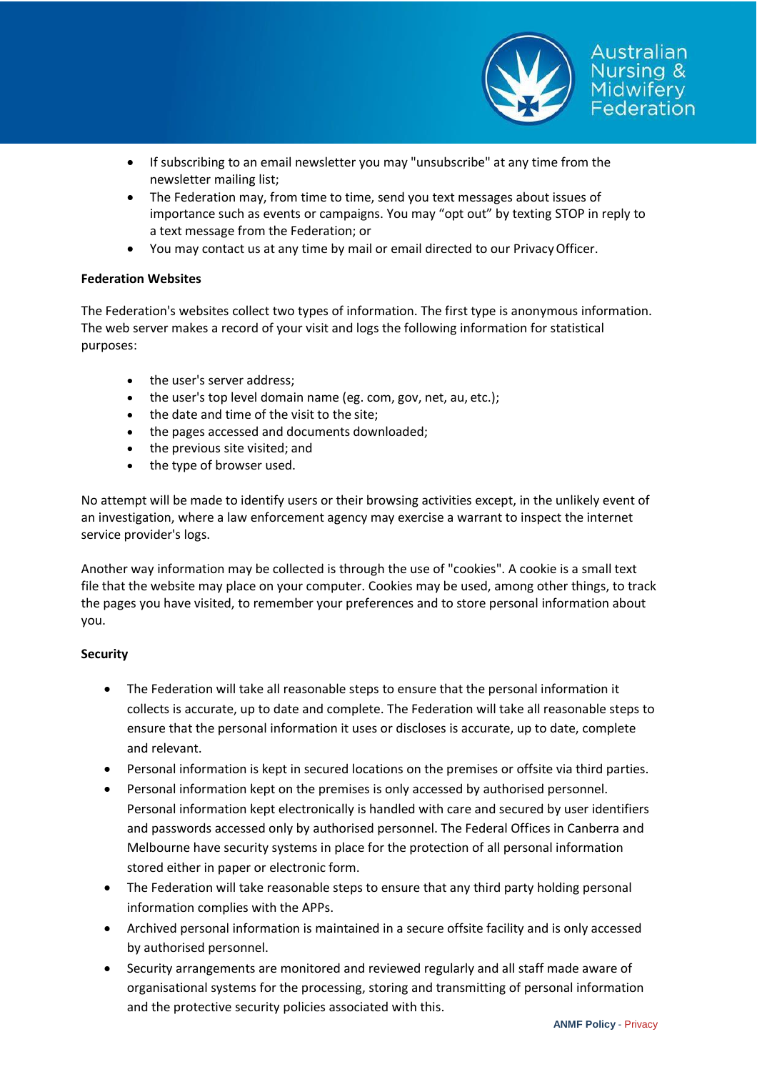- If subscribing to an email newsletter you may "unsubscribe" at any time from the newsletter mailing list;
- The Federation may, from time to time, send you text messages about issues of importance such as events or campaigns. You may "opt out" by texting STOP in reply to a text message from the Federation; or
- You may contact us at any time by mail or email directed to our Privacy Officer.

**Federation Websites**

The Federation's websites collect two types of information. The first type is anonymous information. The web server makes a record of your visit and logs the following information for statistical purposes:

- the user's server address;
- the user's top level domain name (eg. com, gov, net, au, etc.);
- the date and time of the visit to the site;
- the pages accessed and documents downloaded;
- the previous site visited; and
- the type of browser used.

No attempt will be made to identify users or their browsing activities except, in the unlikely event of an investigation, where a law enforcement agency may exercise a warrant to inspect the internet service provider's logs.

Another way information may be collected is through the use of "cookies". A cookie is a small text file that the website may place on your computer. Cookies may be used, among other things, to track the pages you have visited, to remember your preferences and to store personal information about you.

**Security**

- The Federation will take all reasonable steps to ensure that the personal information it collects is accurate, up to date and complete. The Federation will take all reasonable steps to ensure that the personal information it uses or discloses is accurate, up to date, complete and relevant.
- Personal information is kept in secured locations on the premises or offsite via third parties.
- Personal information kept on the premises is only accessed by authorised personnel. Personal information kept electronically is handled with care and secured by user identifiers and passwords accessed only by authorised personnel. The Federal Offices in Canberra and Melbourne have security systems in place for the protection of all personal information stored either in paper or electronic form.
- The Federation will take reasonable steps to ensure that any third party holding personal information complies with the APPs.
- Archived personal information is maintained in a secure offsite facility and is only accessed by authorised personnel.
- Security arrangements are monitored and reviewed regularly and all staff made aware of organisational systems for the processing, storing and transmitting of personal information and the protective security policies associated with this.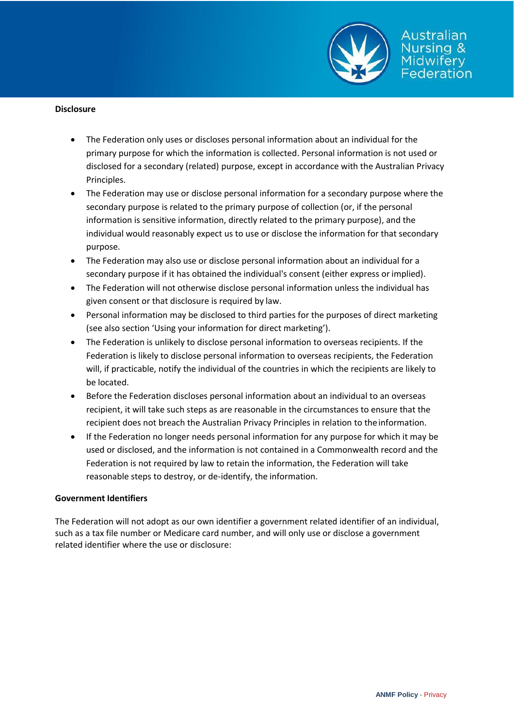**Disclosure**

- The Federation only uses or discloses personal information about an individual for the primary purpose for which the information is collected. Personal information is not used or disclosed for a secondary (related) purpose, except in accordance with the Australian Privacy Principles.
- The Federation may use or disclose personal information for a secondary purpose where the secondary purpose is related to the primary purpose of collection (or, if the personal information is sensitive information, directly related to the primary purpose), and the individual would reasonably expect us to use or disclose the information for that secondary purpose.
- The Federation may also use or disclose personal information about an individual for a secondary purpose if it has obtained the individual's consent (either express or implied).
- The Federation will not otherwise disclose personal information unless the individual has given consent or that disclosure is required by law.
- Personal information may be disclosed to third parties for the purposes of direct marketing (see also section 'Using your information for direct marketing').
- The Federation is unlikely to disclose personal information to overseas recipients. If the Federation is likely to disclose personal information to overseas recipients, the Federation will, if practicable, notify the individual of the countries in which the recipients are likely to be located.
- Before the Federation discloses personal information about an individual to an overseas recipient, it will take such steps as are reasonable in the circumstances to ensure that the recipient does not breach the Australian Privacy Principles in relation to the information.
- If the Federation no longer needs personal information for any purpose for which it may be used or disclosed, and the information is not contained in a Commonwealth record and the Federation is not required by law to retain the information, the Federation will take reasonable steps to destroy, or de-identify, the information.

**Government Identifiers**

The Federation will not adopt as our own identifier a government related identifier of an individual, such as a tax file number or Medicare card number, and will only use or disclose a government related identifier where the use or disclosure: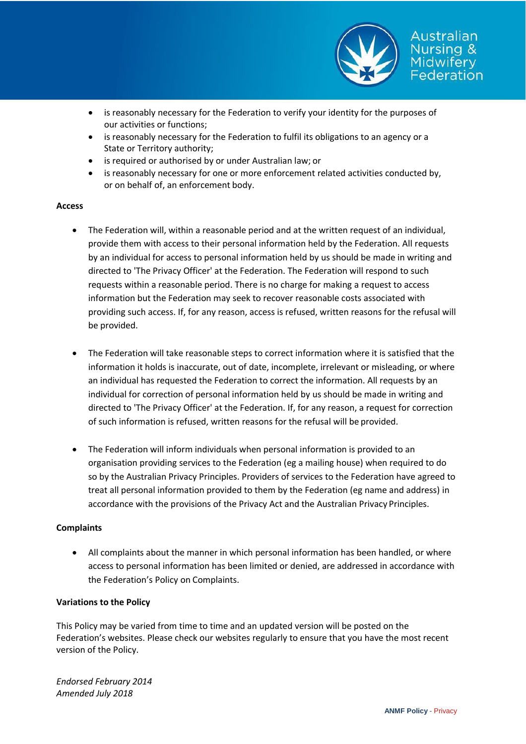- is reasonably necessary for the Federation to verify your identity for the purposes of our activities or functions;
- is reasonably necessary for the Federation to fulfil its obligations to an agency or a State or Territory authority;
- is required or authorised by or under Australian law; or
- is reasonably necessary for one or more enforcement related activities conducted by, or on behalf of, an enforcement body.

**Access**

- The Federation will, within a reasonable period and at the written request of an individual, provide them with access to their personal information held by the Federation. All requests by an individual for access to personal information held by us should be made in writing and directed to 'The Privacy Officer' at the Federation. The Federation will respond to such requests within a reasonable period. There is no charge for making a request to access information but the Federation may seek to recover reasonable costs associated with providing such access. If, for any reason, access is refused, written reasons for the refusal will be provided.

- The Federation will take reasonable steps to correct information where it is satisfied that the information it holds is inaccurate, out of date, incomplete, irrelevant or misleading, or where an individual has requested the Federation to correct the information. All requests by an individual for correction of personal information held by us should be made in writing and directed to 'The Privacy Officer' at the Federation. If, for any reason, a request for correction of such information is refused, written reasons for the refusal will be provided.

- The Federation will inform individuals when personal information is provided to an organisation providing services to the Federation (eg a mailing house) when required to do so by the Australian Privacy Principles. Providers of services to the Federation have agreed to treat all personal information provided to them by the Federation (eg name and address) in accordance with the provisions of the Privacy Act and the Australian Privacy Principles.

**Complaints**

- All complaints about the manner in which personal information has been handled, or where access to personal information has been limited or denied, are addressed in accordance with the Federation's Policy on Complaints.

**Variations to the Policy**

This Policy may be varied from time to time and an updated version will be posted on the Federation's websites. Please check our websites regularly to ensure that you have the most recent version of the Policy.

*Endorsed February 2014*
*Amended July 2018*